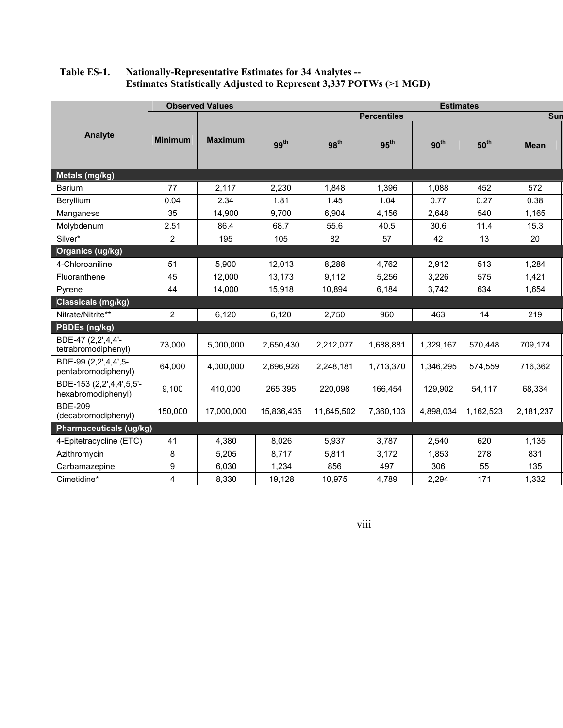**Table ES-1. Nationally-Representative Estimates for 34 Analytes -- Estimates Statistically Adjusted to Represent 3,337 POTWs (>1 MGD)**

| Analyte | Observed Values | | Estimates | | | | | |
|---|---|---|---|---|---|---|---|---|
| | | | Percentiles | | | | | Sun |
| | Minimum | Maximum | 99th | 98th | 95th | 90th | 50th | Mean |
| **Metals (mg/kg)** | | | | | | | | |
| Barium | 77 | 2,117 | 2,230 | 1,848 | 1,396 | 1,088 | 452 | 572 |
| Beryllium | 0.04 | 2.34 | 1.81 | 1.45 | 1.04 | 0.77 | 0.27 | 0.38 |
| Manganese | 35 | 14,900 | 9,700 | 6,904 | 4,156 | 2,648 | 540 | 1,165 |
| Molybdenum | 2.51 | 86.4 | 68.7 | 55.6 | 40.5 | 30.6 | 11.4 | 15.3 |
| Silver* | 2 | 195 | 105 | 82 | 57 | 42 | 13 | 20 |
| **Organics (ug/kg)** | | | | | | | | |
| 4-Chloroaniline | 51 | 5,900 | 12,013 | 8,288 | 4,762 | 2,912 | 513 | 1,284 |
| Fluoranthene | 45 | 12,000 | 13,173 | 9,112 | 5,256 | 3,226 | 575 | 1,421 |
| Pyrene | 44 | 14,000 | 15,918 | 10,894 | 6,184 | 3,742 | 634 | 1,654 |
| **Classicals (mg/kg)** | | | | | | | | |
| Nitrate/Nitrite** | 2 | 6,120 | 6,120 | 2,750 | 960 | 463 | 14 | 219 |
| **PBDEs (ng/kg)** | | | | | | | | |
| BDE-47 (2,2',4,4'-tetrabromodiphenyl) | 73,000 | 5,000,000 | 2,650,430 | 2,212,077 | 1,688,881 | 1,329,167 | 570,448 | 709,174 |
| BDE-99 (2,2',4,4',5-pentabromodiphenyl) | 64,000 | 4,000,000 | 2,696,928 | 2,248,181 | 1,713,370 | 1,346,295 | 574,559 | 716,362 |
| BDE-153 (2,2',4,4',5,5'-hexabromodiphenyl) | 9,100 | 410,000 | 265,395 | 220,098 | 166,454 | 129,902 | 54,117 | 68,334 |
| BDE-209 (decabromodiphenyl) | 150,000 | 17,000,000 | 15,836,435 | 11,645,502 | 7,360,103 | 4,898,034 | 1,162,523 | 2,181,237 |
| **Pharmaceuticals (ug/kg)** | | | | | | | | |
| 4-Epitetracycline (ETC) | 41 | 4,380 | 8,026 | 5,937 | 3,787 | 2,540 | 620 | 1,135 |
| Azithromycin | 8 | 5,205 | 8,717 | 5,811 | 3,172 | 1,853 | 278 | 831 |
| Carbamazepine | 9 | 6,030 | 1,234 | 856 | 497 | 306 | 55 | 135 |
| Cimetidine* | 4 | 8,330 | 19,128 | 10,975 | 4,789 | 2,294 | 171 | 1,332 |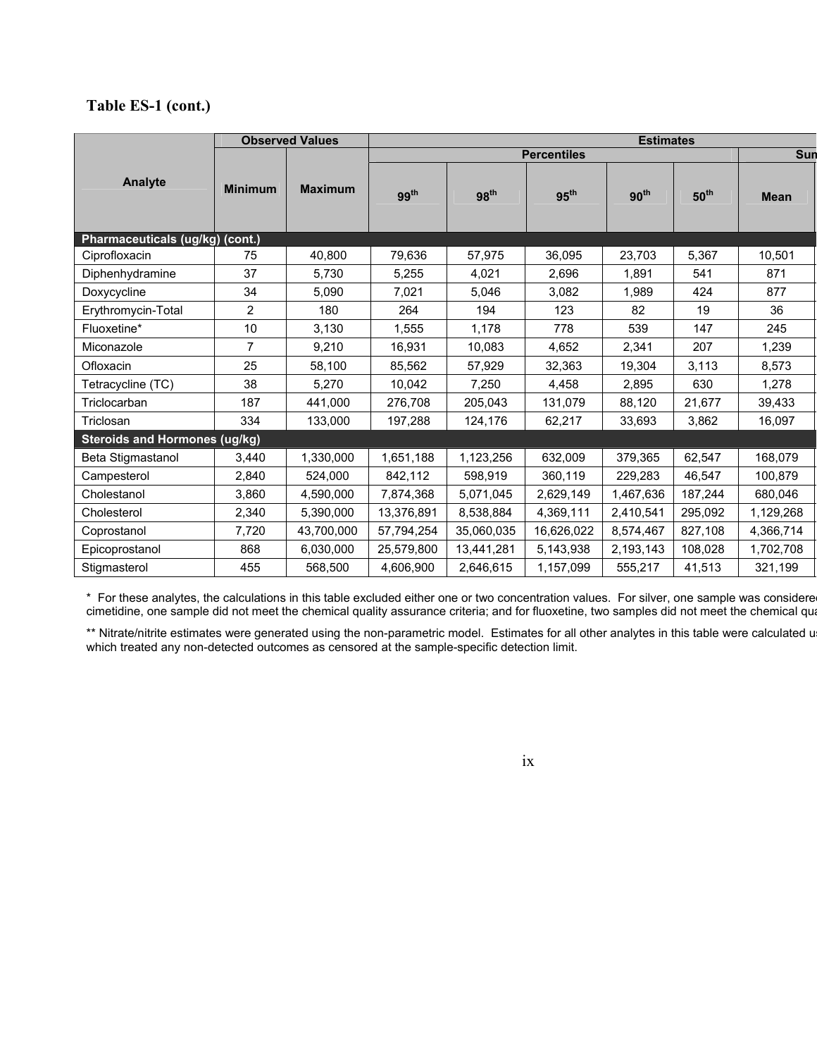**Table ES-1 (cont.)**

| Analyte | Observed Values | | Estimates | | | | | |
|---|---|---|---|---|---|---|---|---|
| | | | Percentiles | | | | | Sun |
| | Minimum | Maximum | 99th | 98th | 95th | 90th | 50th | Mean |
| **Pharmaceuticals (ug/kg) (cont.)** | | | | | | | | |
| Ciprofloxacin | 75 | 40,800 | 79,636 | 57,975 | 36,095 | 23,703 | 5,367 | 10,501 |
| Diphenhydramine | 37 | 5,730 | 5,255 | 4,021 | 2,696 | 1,891 | 541 | 871 |
| Doxycycline | 34 | 5,090 | 7,021 | 5,046 | 3,082 | 1,989 | 424 | 877 |
| Erythromycin-Total | 2 | 180 | 264 | 194 | 123 | 82 | 19 | 36 |
| Fluoxetine* | 10 | 3,130 | 1,555 | 1,178 | 778 | 539 | 147 | 245 |
| Miconazole | 7 | 9,210 | 16,931 | 10,083 | 4,652 | 2,341 | 207 | 1,239 |
| Ofloxacin | 25 | 58,100 | 85,562 | 57,929 | 32,363 | 19,304 | 3,113 | 8,573 |
| Tetracycline (TC) | 38 | 5,270 | 10,042 | 7,250 | 4,458 | 2,895 | 630 | 1,278 |
| Triclocarban | 187 | 441,000 | 276,708 | 205,043 | 131,079 | 88,120 | 21,677 | 39,433 |
| Triclosan | 334 | 133,000 | 197,288 | 124,176 | 62,217 | 33,693 | 3,862 | 16,097 |
| **Steroids and Hormones (ug/kg)** | | | | | | | | |
| Beta Stigmastanol | 3,440 | 1,330,000 | 1,651,188 | 1,123,256 | 632,009 | 379,365 | 62,547 | 168,079 |
| Campesterol | 2,840 | 524,000 | 842,112 | 598,919 | 360,119 | 229,283 | 46,547 | 100,879 |
| Cholestanol | 3,860 | 4,590,000 | 7,874,368 | 5,071,045 | 2,629,149 | 1,467,636 | 187,244 | 680,046 |
| Cholesterol | 2,340 | 5,390,000 | 13,376,891 | 8,538,884 | 4,369,111 | 2,410,541 | 295,092 | 1,129,268 |
| Coprostanol | 7,720 | 43,700,000 | 57,794,254 | 35,060,035 | 16,626,022 | 8,574,467 | 827,108 | 4,366,714 |
| Epicoprostanol | 868 | 6,030,000 | 25,579,800 | 13,441,281 | 5,143,938 | 2,193,143 | 108,028 | 1,702,708 |
| Stigmasterol | 455 | 568,500 | 4,606,900 | 2,646,615 | 1,157,099 | 555,217 | 41,513 | 321,199 |

\* For these analytes, the calculations in this table excluded either one or two concentration values. For silver, one sample was considere cimetidine, one sample did not meet the chemical quality assurance criteria; and for fluoxetine, two samples did not meet the chemical qua

\*\* Nitrate/nitrite estimates were generated using the non-parametric model. Estimates for all other analytes in this table were calculated u which treated any non-detected outcomes as censored at the sample-specific detection limit.